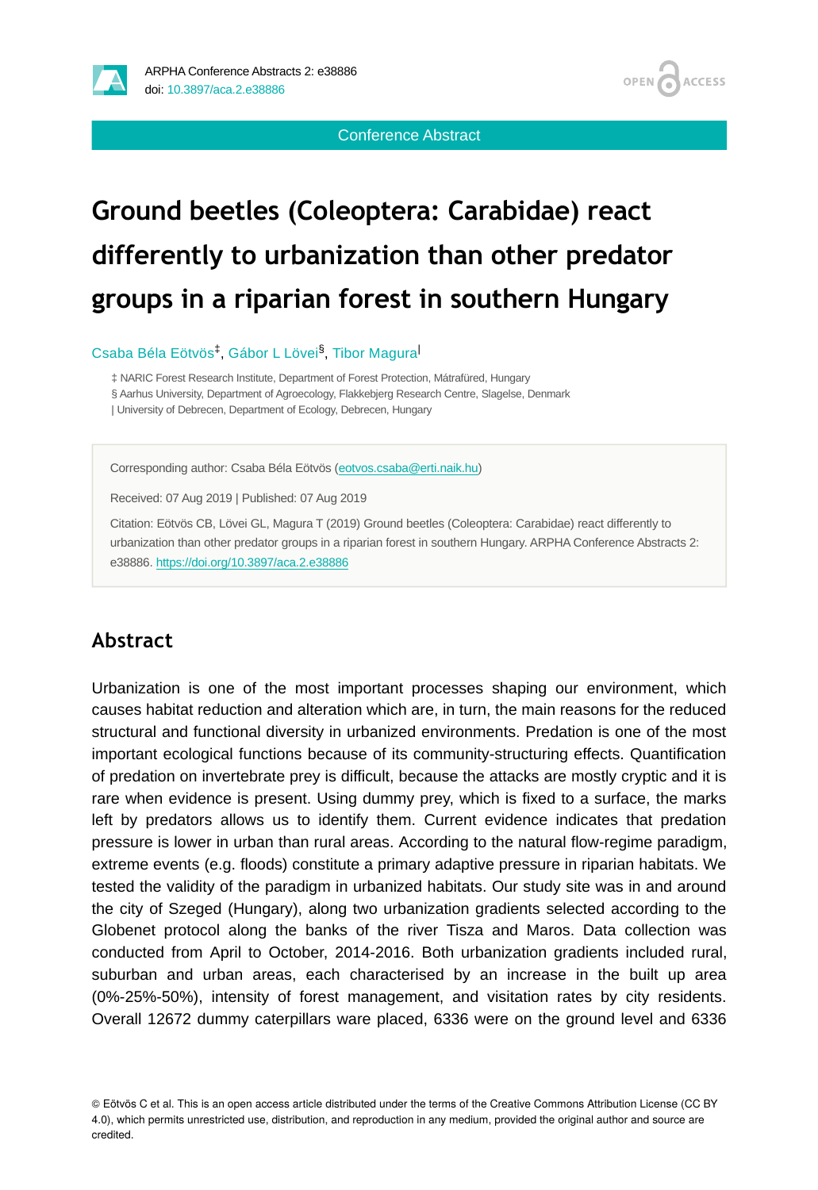Conference Abstract

# Ground beetles (Coleoptera: Carabidae) react differently to urbanization than other predator groups in a riparian forest in southern Hungary

Csaba Béla Eötvös[‡], Gábor L Lövei[§], Tibor Magura[|]

‡ NARIC Forest Research Institute, Department of Forest Protection, Mátrafüred, Hungary
§ Aarhus University, Department of Agroecology, Flakkebjerg Research Centre, Slagelse, Denmark
| University of Debrecen, Department of Ecology, Debrecen, Hungary

Corresponding author: Csaba Béla Eötvös (eotvos.csaba@erti.naik.hu)

Received: 07 Aug 2019 | Published: 07 Aug 2019

Citation: Eötvös CB, Lövei GL, Magura T (2019) Ground beetles (Coleoptera: Carabidae) react differently to urbanization than other predator groups in a riparian forest in southern Hungary. ARPHA Conference Abstracts 2: e38886. https://doi.org/10.3897/aca.2.e38886

## Abstract

Urbanization is one of the most important processes shaping our environment, which causes habitat reduction and alteration which are, in turn, the main reasons for the reduced structural and functional diversity in urbanized environments. Predation is one of the most important ecological functions because of its community-structuring effects. Quantification of predation on invertebrate prey is difficult, because the attacks are mostly cryptic and it is rare when evidence is present. Using dummy prey, which is fixed to a surface, the marks left by predators allows us to identify them. Current evidence indicates that predation pressure is lower in urban than rural areas. According to the natural flow-regime paradigm, extreme events (e.g. floods) constitute a primary adaptive pressure in riparian habitats. We tested the validity of the paradigm in urbanized habitats. Our study site was in and around the city of Szeged (Hungary), along two urbanization gradients selected according to the Globenet protocol along the banks of the river Tisza and Maros. Data collection was conducted from April to October, 2014-2016. Both urbanization gradients included rural, suburban and urban areas, each characterised by an increase in the built up area (0%-25%-50%), intensity of forest management, and visitation rates by city residents. Overall 12672 dummy caterpillars ware placed, 6336 were on the ground level and 6336

© Eötvös C et al. This is an open access article distributed under the terms of the Creative Commons Attribution License (CC BY 4.0), which permits unrestricted use, distribution, and reproduction in any medium, provided the original author and source are credited.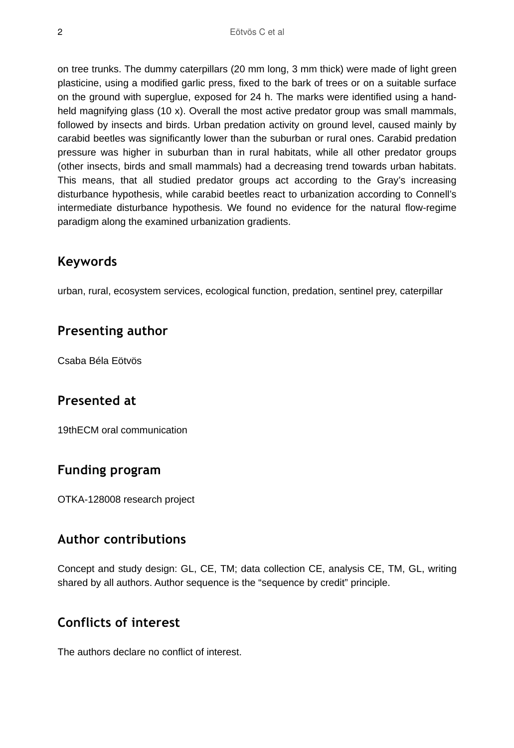on tree trunks. The dummy caterpillars (20 mm long, 3 mm thick) were made of light green plasticine, using a modified garlic press, fixed to the bark of trees or on a suitable surface on the ground with superglue, exposed for 24 h. The marks were identified using a hand-held magnifying glass (10 x). Overall the most active predator group was small mammals, followed by insects and birds. Urban predation activity on ground level, caused mainly by carabid beetles was significantly lower than the suburban or rural ones. Carabid predation pressure was higher in suburban than in rural habitats, while all other predator groups (other insects, birds and small mammals) had a decreasing trend towards urban habitats. This means, that all studied predator groups act according to the Gray's increasing disturbance hypothesis, while carabid beetles react to urbanization according to Connell's intermediate disturbance hypothesis. We found no evidence for the natural flow-regime paradigm along the examined urbanization gradients.

## Keywords

urban, rural, ecosystem services, ecological function, predation, sentinel prey, caterpillar

## Presenting author

Csaba Béla Eötvös

## Presented at

19thECM oral communication

## Funding program

OTKA-128008 research project

## Author contributions

Concept and study design: GL, CE, TM; data collection CE, analysis CE, TM, GL, writing shared by all authors. Author sequence is the "sequence by credit" principle.

## Conflicts of interest

The authors declare no conflict of interest.